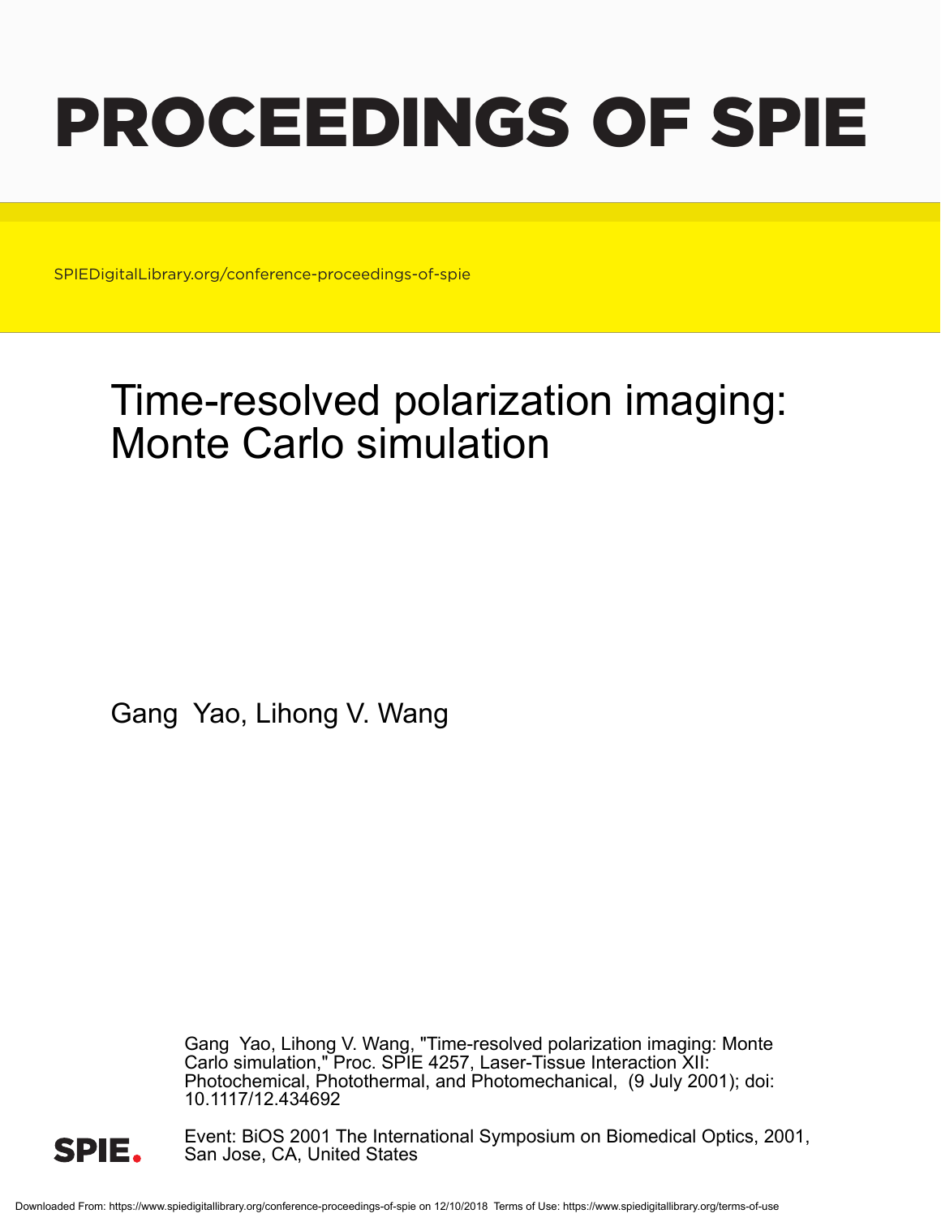# PROCEEDINGS OF SPIE

SPIEDigitalLibrary.org/conference-proceedings-of-spie

## Time-resolved polarization imaging: Monte Carlo simulation

Gang Yao, Lihong V. Wang

Gang Yao, Lihong V. Wang, "Time-resolved polarization imaging: Monte Carlo simulation," Proc. SPIE 4257, Laser-Tissue Interaction XII: Photochemical, Photothermal, and Photomechanical, (9 July 2001); doi: 10.1117/12.434692

Event: BiOS 2001 The International Symposium on Biomedical Optics, 2001, San Jose, CA, United States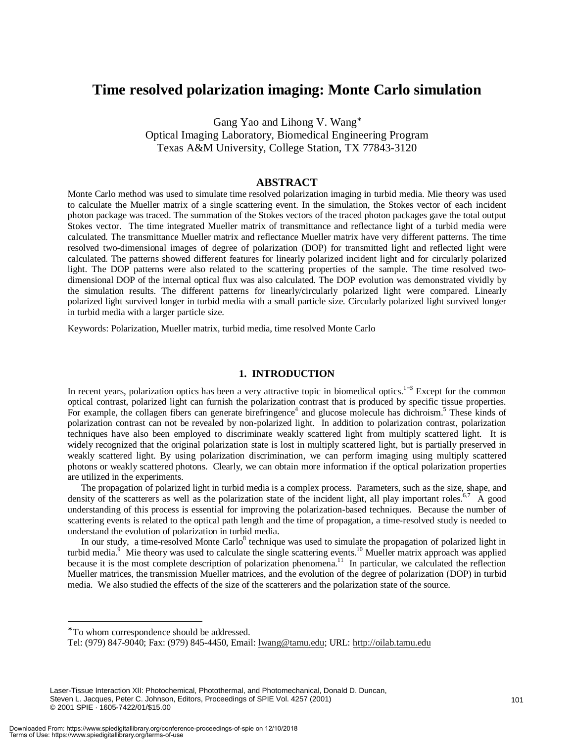# Time resolved polarization imaging: Monte Carlo simulation

Gang Yao and Lihong V. Wang*
Optical Imaging Laboratory, Biomedical Engineering Program
Texas A&M University, College Station, TX 77843-3120

## ABSTRACT

Monte Carlo method was used to simulate time resolved polarization imaging in turbid media. Mie theory was used to calculate the Mueller matrix of a single scattering event. In the simulation, the Stokes vector of each incident photon package was traced. The summation of the Stokes vectors of the traced photon packages gave the total output Stokes vector. The time integrated Mueller matrix of transmittance and reflectance light of a turbid media were calculated. The transmittance Mueller matrix and reflectance Mueller matrix have very different patterns. The time resolved two-dimensional images of degree of polarization (DOP) for transmitted light and reflected light were calculated. The patterns showed different features for linearly polarized incident light and for circularly polarized light. The DOP patterns were also related to the scattering properties of the sample. The time resolved two-dimensional DOP of the internal optical flux was also calculated. The DOP evolution was demonstrated vividly by the simulation results. The different patterns for linearly/circularly polarized light were compared. Linearly polarized light survived longer in turbid media with a small particle size. Circularly polarized light survived longer in turbid media with a larger particle size.

Keywords: Polarization, Mueller matrix, turbid media, time resolved Monte Carlo

## 1. INTRODUCTION

In recent years, polarization optics has been a very attractive topic in biomedical optics.[1-3] Except for the common optical contrast, polarized light can furnish the polarization contrast that is produced by specific tissue properties. For example, the collagen fibers can generate birefringence[4] and glucose molecule has dichroism.[5] These kinds of polarization contrast can not be revealed by non-polarized light. In addition to polarization contrast, polarization techniques have also been employed to discriminate weakly scattered light from multiply scattered light. It is widely recognized that the original polarization state is lost in multiply scattered light, but is partially preserved in weakly scattered light. By using polarization discrimination, we can perform imaging using multiply scattered photons or weakly scattered photons. Clearly, we can obtain more information if the optical polarization properties are utilized in the experiments.

The propagation of polarized light in turbid media is a complex process. Parameters, such as the size, shape, and density of the scatterers as well as the polarization state of the incident light, all play important roles.[6,7] A good understanding of this process is essential for improving the polarization-based techniques. Because the number of scattering events is related to the optical path length and the time of propagation, a time-resolved study is needed to understand the evolution of polarization in turbid media.

In our study, a time-resolved Monte Carlo[8] technique was used to simulate the propagation of polarized light in turbid media.[9] Mie theory was used to calculate the single scattering events.[10] Mueller matrix approach was applied because it is the most complete description of polarization phenomena.[11] In particular, we calculated the reflection Mueller matrices, the transmission Mueller matrices, and the evolution of the degree of polarization (DOP) in turbid media. We also studied the effects of the size of the scatterers and the polarization state of the source.

---

*To whom correspondence should be addressed.
Tel: (979) 847-9040; Fax: (979) 845-4450, Email: lwang@tamu.edu; URL: http://oilab.tamu.edu

Laser-Tissue Interaction XII: Photochemical, Photothermal, and Photomechanical, Donald D. Duncan, Steven L. Jacques, Peter C. Johnson, Editors, Proceedings of SPIE Vol. 4257 (2001)
© 2001 SPIE · 1605-7422/01/$15.00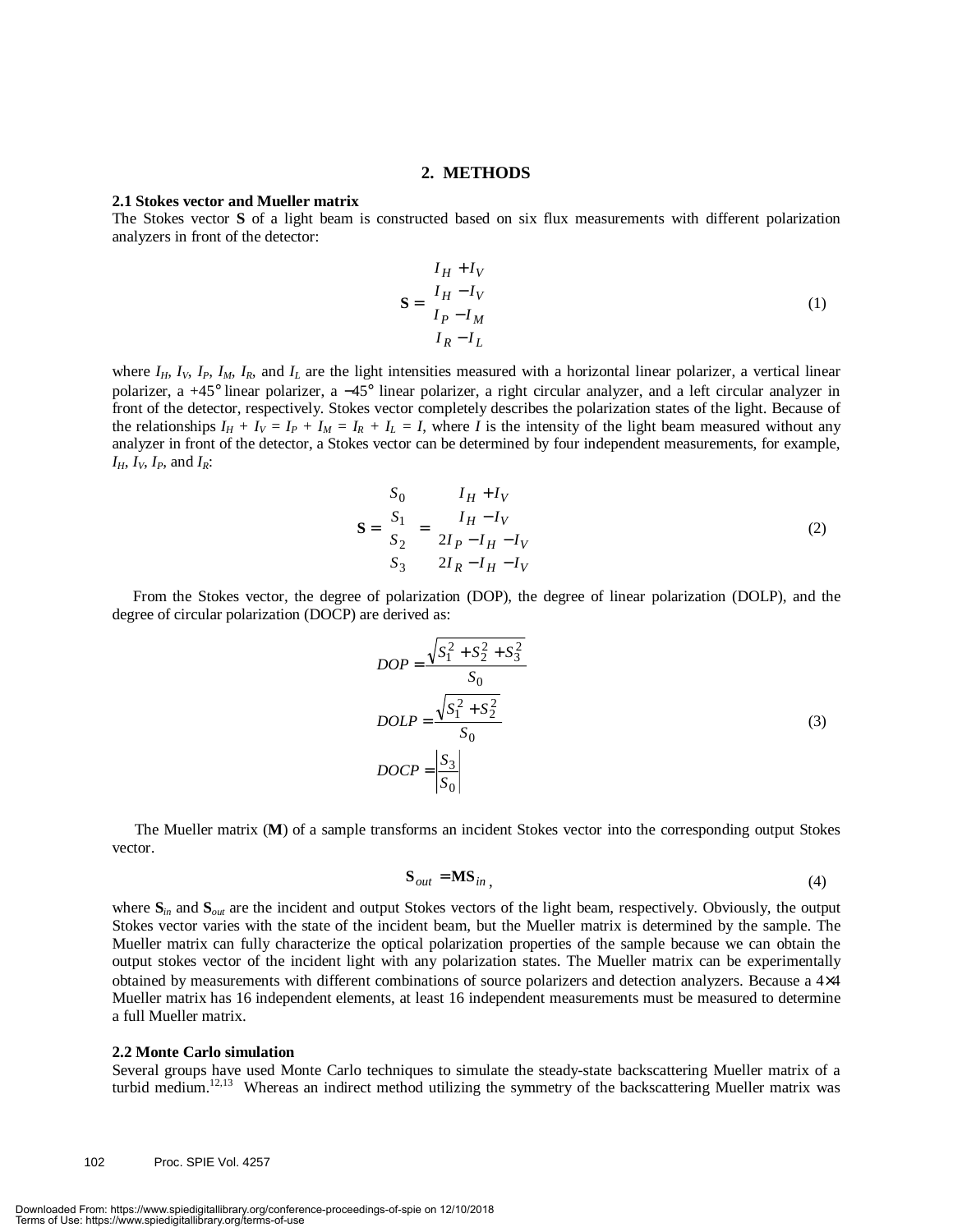## 2. METHODS

### 2.1 Stokes vector and Mueller matrix

The Stokes vector **S** of a light beam is constructed based on six flux measurements with different polarization analyzers in front of the detector:

$$\mathbf{S} = \begin{bmatrix} I_H + I_V \\ I_H - I_V \\ I_P - I_M \\ I_R - I_L \end{bmatrix} \tag{1}$$

where $I_H$, $I_V$, $I_P$, $I_M$, $I_R$, and $I_L$ are the light intensities measured with a horizontal linear polarizer, a vertical linear polarizer, a +45° linear polarizer, a −45° linear polarizer, a right circular analyzer, and a left circular analyzer in front of the detector, respectively. Stokes vector completely describes the polarization states of the light. Because of the relationships $I_H + I_V = I_P + I_M = I_R + I_L = I$, where $I$ is the intensity of the light beam measured without any analyzer in front of the detector, a Stokes vector can be determined by four independent measurements, for example, $I_H$, $I_V$, $I_P$, and $I_R$:

$$\mathbf{S} = \begin{bmatrix} S_0 \\ S_1 \\ S_2 \\ S_3 \end{bmatrix} = \begin{bmatrix} I_H + I_V \\ I_H - I_V \\ 2I_P - I_H - I_V \\ 2I_R - I_H - I_V \end{bmatrix} \tag{2}$$

From the Stokes vector, the degree of polarization (DOP), the degree of linear polarization (DOLP), and the degree of circular polarization (DOCP) are derived as:

$$\begin{aligned} DOP &= \frac{\sqrt{S_1^2 + S_2^2 + S_3^2}}{S_0} \\ DOLP &= \frac{\sqrt{S_1^2 + S_2^2}}{S_0} \\ DOCP &= \left|\frac{S_3}{S_0}\right| \end{aligned} \tag{3}$$

The Mueller matrix (**M**) of a sample transforms an incident Stokes vector into the corresponding output Stokes vector.

$$\mathbf{S}_{out} = \mathbf{M}\mathbf{S}_{in}, \tag{4}$$

where $\mathbf{S}_{in}$ and $\mathbf{S}_{out}$ are the incident and output Stokes vectors of the light beam, respectively. Obviously, the output Stokes vector varies with the state of the incident beam, but the Mueller matrix is determined by the sample. The Mueller matrix can fully characterize the optical polarization properties of the sample because we can obtain the output stokes vector of the incident light with any polarization states. The Mueller matrix can be experimentally obtained by measurements with different combinations of source polarizers and detection analyzers. Because a 4×4 Mueller matrix has 16 independent elements, at least 16 independent measurements must be measured to determine a full Mueller matrix.

### 2.2 Monte Carlo simulation

Several groups have used Monte Carlo techniques to simulate the steady-state backscattering Mueller matrix of a turbid medium.[12,13] Whereas an indirect method utilizing the symmetry of the backscattering Mueller matrix was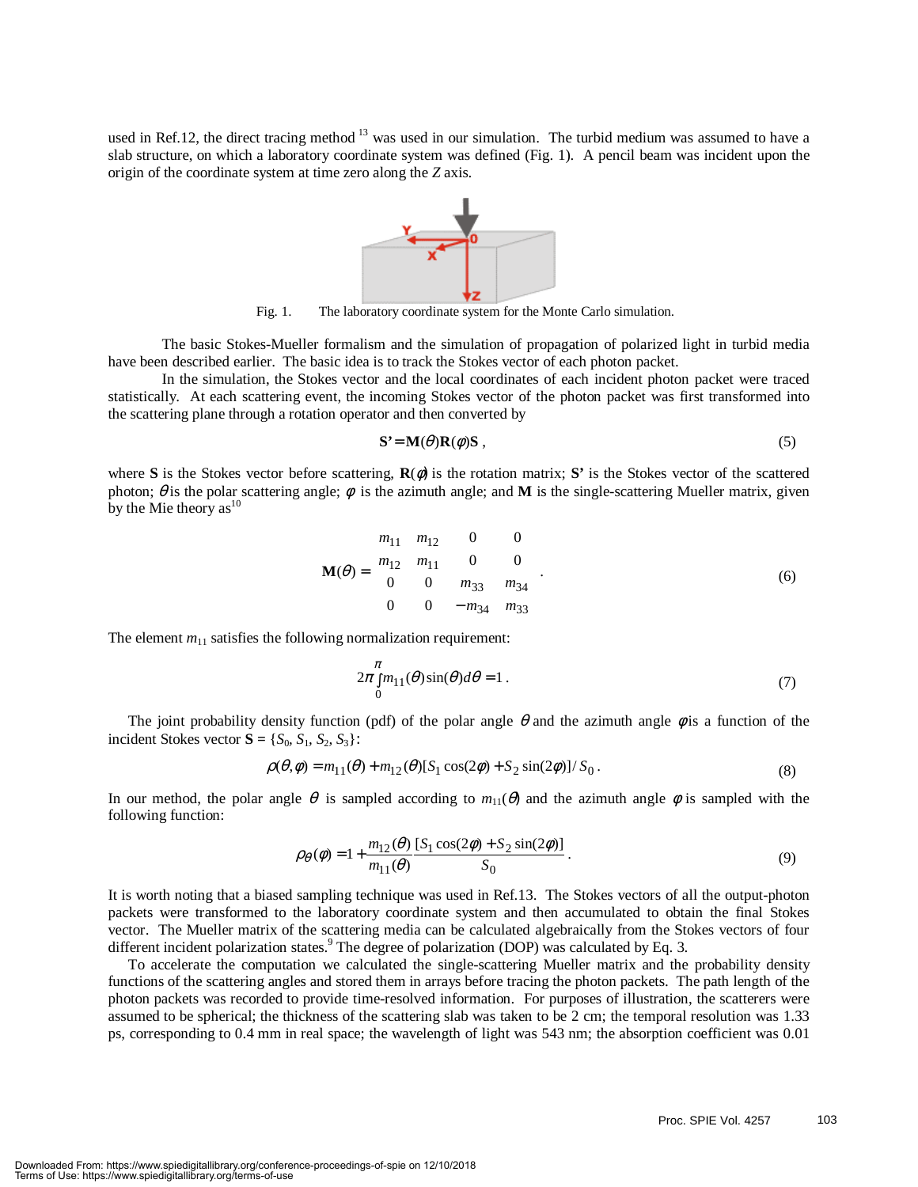used in Ref.12, the direct tracing method [13] was used in our simulation. The turbid medium was assumed to have a slab structure, on which a laboratory coordinate system was defined (Fig. 1). A pencil beam was incident upon the origin of the coordinate system at time zero along the *Z* axis.

Fig. 1. The laboratory coordinate system for the Monte Carlo simulation.

The basic Stokes-Mueller formalism and the simulation of propagation of polarized light in turbid media have been described earlier. The basic idea is to track the Stokes vector of each photon packet.

In the simulation, the Stokes vector and the local coordinates of each incident photon packet were traced statistically. At each scattering event, the incoming Stokes vector of the photon packet was first transformed into the scattering plane through a rotation operator and then converted by

$$\mathbf{S'} = \mathbf{M}(\theta)\mathbf{R}(\phi)\mathbf{S}\,, \tag{5}$$

where $\mathbf{S}$ is the Stokes vector before scattering, $\mathbf{R}(\phi)$ is the rotation matrix; $\mathbf{S'}$ is the Stokes vector of the scattered photon; $\theta$ is the polar scattering angle; $\phi$ is the azimuth angle; and $\mathbf{M}$ is the single-scattering Mueller matrix, given by the Mie theory as[10]

$$\mathbf{M}(\theta) = \begin{matrix} m_{11} & m_{12} & 0 & 0 \\ m_{12} & m_{11} & 0 & 0 \\ 0 & 0 & m_{33} & m_{34} \\ 0 & 0 & -m_{34} & m_{33} \end{matrix}\,. \tag{6}$$

The element $m_{11}$ satisfies the following normalization requirement:

$$2\pi \int_0^\pi m_{11}(\theta)\sin(\theta)d\theta = 1\,. \tag{7}$$

The joint probability density function (pdf) of the polar angle $\theta$ and the azimuth angle $\phi$ is a function of the incident Stokes vector $\mathbf{S} = \{S_0, S_1, S_2, S_3\}$:

$$\rho(\theta,\phi) = m_{11}(\theta) + m_{12}(\theta)[S_1\cos(2\phi) + S_2\sin(2\phi)]/S_0\,. \tag{8}$$

In our method, the polar angle $\theta$ is sampled according to $m_{11}(\theta)$ and the azimuth angle $\phi$ is sampled with the following function:

$$\rho_\theta(\phi) = 1 + \frac{m_{12}(\theta)}{m_{11}(\theta)}\frac{[S_1\cos(2\phi) + S_2\sin(2\phi)]}{S_0}\,. \tag{9}$$

It is worth noting that a biased sampling technique was used in Ref.13. The Stokes vectors of all the output-photon packets were transformed to the laboratory coordinate system and then accumulated to obtain the final Stokes vector. The Mueller matrix of the scattering media can be calculated algebraically from the Stokes vectors of four different incident polarization states.[9] The degree of polarization (DOP) was calculated by Eq. 3.

To accelerate the computation we calculated the single-scattering Mueller matrix and the probability density functions of the scattering angles and stored them in arrays before tracing the photon packets. The path length of the photon packets was recorded to provide time-resolved information. For purposes of illustration, the scatterers were assumed to be spherical; the thickness of the scattering slab was taken to be 2 cm; the temporal resolution was 1.33 ps, corresponding to 0.4 mm in real space; the wavelength of light was 543 nm; the absorption coefficient was 0.01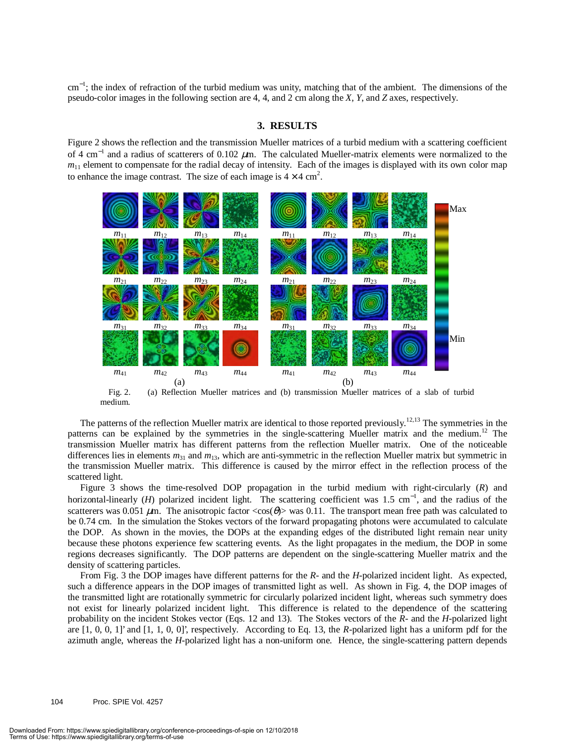cm$^{-1}$; the index of refraction of the turbid medium was unity, matching that of the ambient. The dimensions of the pseudo-color images in the following section are 4, 4, and 2 cm along the *X*, *Y*, and *Z* axes, respectively.

## 3. RESULTS

Figure 2 shows the reflection and the transmission Mueller matrices of a turbid medium with a scattering coefficient of 4 cm$^{-1}$ and a radius of scatterers of 0.102 $\mu$m. The calculated Mueller-matrix elements were normalized to the $m_{11}$ element to compensate for the radial decay of intensity. Each of the images is displayed with its own color map to enhance the image contrast. The size of each image is 4 × 4 cm$^2$.

Fig. 2. (a) Reflection Mueller matrices and (b) transmission Mueller matrices of a slab of turbid medium.

The patterns of the reflection Mueller matrix are identical to those reported previously.[12,13] The symmetries in the patterns can be explained by the symmetries in the single-scattering Mueller matrix and the medium.[12] The transmission Mueller matrix has different patterns from the reflection Mueller matrix. One of the noticeable differences lies in elements $m_{31}$ and $m_{13}$, which are anti-symmetric in the reflection Mueller matrix but symmetric in the transmission Mueller matrix. This difference is caused by the mirror effect in the reflection process of the scattered light.

Figure 3 shows the time-resolved DOP propagation in the turbid medium with right-circularly (*R*) and horizontal-linearly (*H*) polarized incident light. The scattering coefficient was 1.5 cm$^{-1}$, and the radius of the scatterers was 0.051 $\mu$m. The anisotropic factor $<\cos(\theta)>$ was 0.11. The transport mean free path was calculated to be 0.74 cm. In the simulation the Stokes vectors of the forward propagating photons were accumulated to calculate the DOP. As shown in the movies, the DOPs at the expanding edges of the distributed light remain near unity because these photons experience few scattering events. As the light propagates in the medium, the DOP in some regions decreases significantly. The DOP patterns are dependent on the single-scattering Mueller matrix and the density of scattering particles.

From Fig. 3 the DOP images have different patterns for the *R*- and the *H*-polarized incident light. As expected, such a difference appears in the DOP images of transmitted light as well. As shown in Fig. 4, the DOP images of the transmitted light are rotationally symmetric for circularly polarized incident light, whereas such symmetry does not exist for linearly polarized incident light. This difference is related to the dependence of the scattering probability on the incident Stokes vector (Eqs. 12 and 13). The Stokes vectors of the *R*- and the *H*-polarized light are [1, 0, 0, 1]' and [1, 1, 0, 0]', respectively. According to Eq. 13, the *R*-polarized light has a uniform pdf for the azimuth angle, whereas the *H*-polarized light has a non-uniform one. Hence, the single-scattering pattern depends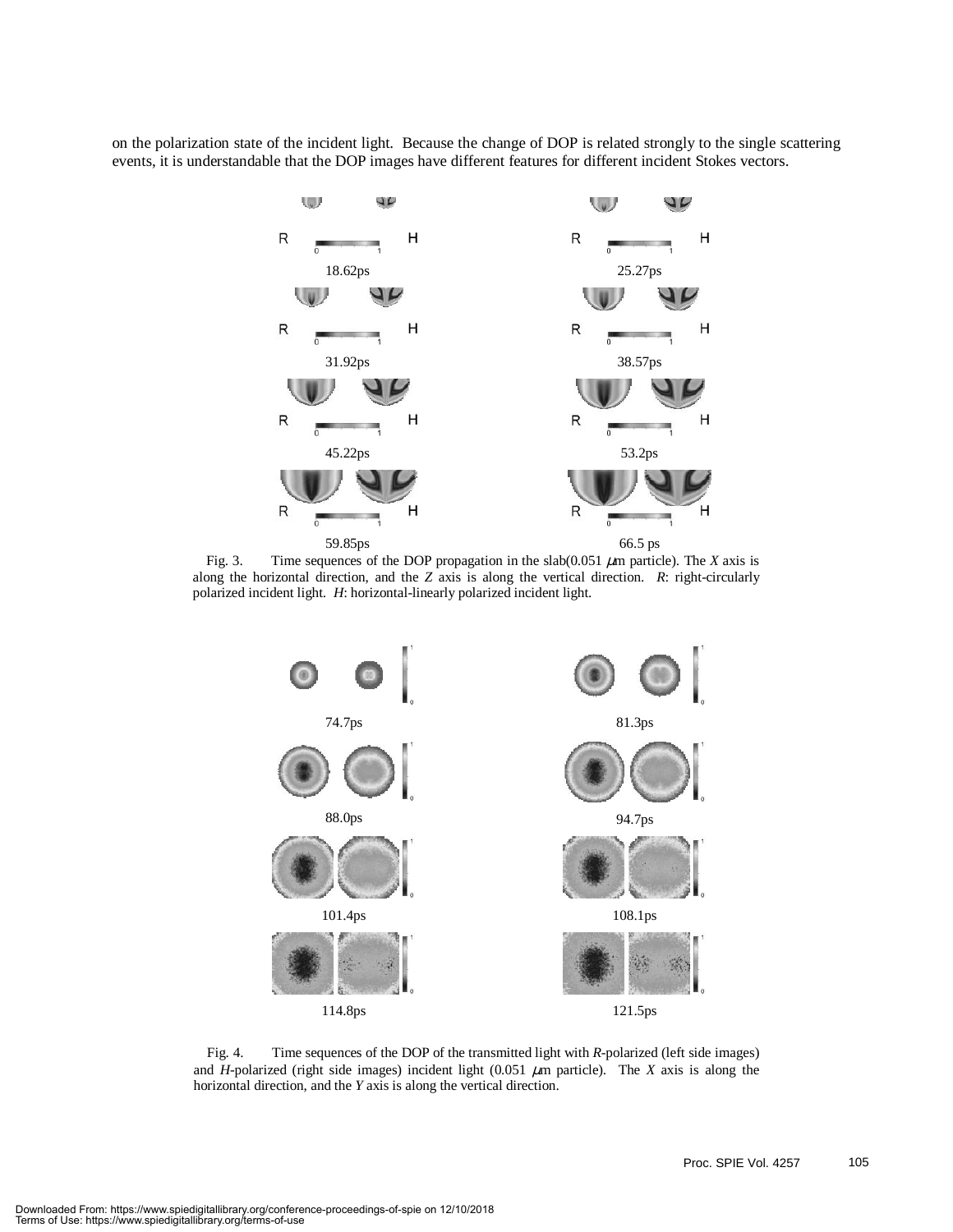on the polarization state of the incident light. Because the change of DOP is related strongly to the single scattering events, it is understandable that the DOP images have different features for different incident Stokes vectors.

Fig. 3. Time sequences of the DOP propagation in the slab(0.051 $\mu$m particle). The *X* axis is along the horizontal direction, and the *Z* axis is along the vertical direction. *R*: right-circularly polarized incident light. *H*: horizontal-linearly polarized incident light.

Fig. 4. Time sequences of the DOP of the transmitted light with *R*-polarized (left side images) and *H*-polarized (right side images) incident light (0.051 $\mu$m particle). The *X* axis is along the horizontal direction, and the *Y* axis is along the vertical direction.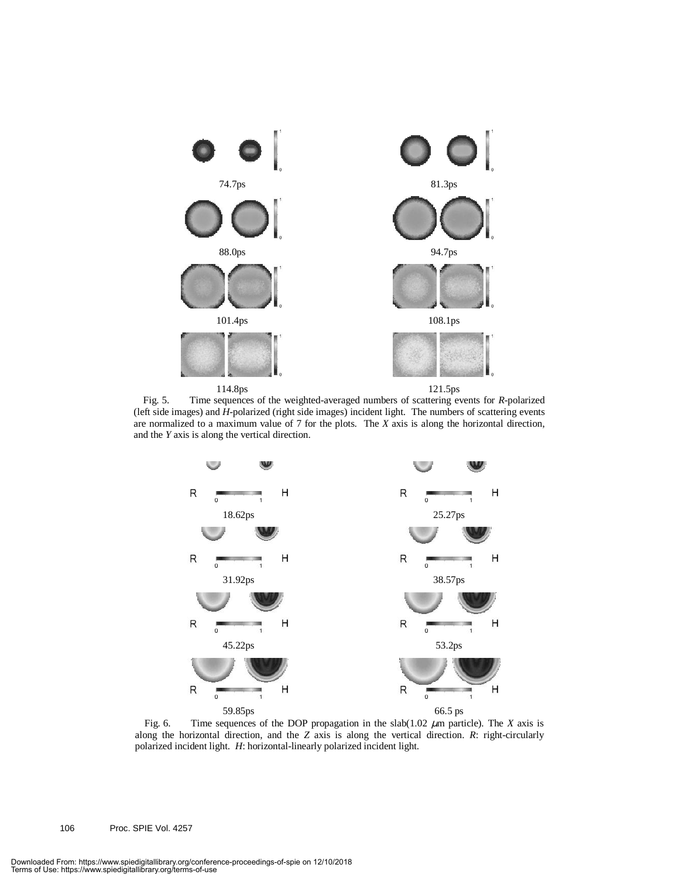74.7ps

81.3ps

88.0ps

94.7ps

101.4ps

108.1ps

114.8ps

121.5ps

Fig. 5. Time sequences of the weighted-averaged numbers of scattering events for *R*-polarized (left side images) and *H*-polarized (right side images) incident light. The numbers of scattering events are normalized to a maximum value of 7 for the plots. The *X* axis is along the horizontal direction, and the *Y* axis is along the vertical direction.

18.62ps

25.27ps

31.92ps

38.57ps

45.22ps

53.2ps

59.85ps

66.5 ps

Fig. 6. Time sequences of the DOP propagation in the slab(1.02 $\mu$m particle). The *X* axis is along the horizontal direction, and the *Z* axis is along the vertical direction. *R*: right-circularly polarized incident light. *H*: horizontal-linearly polarized incident light.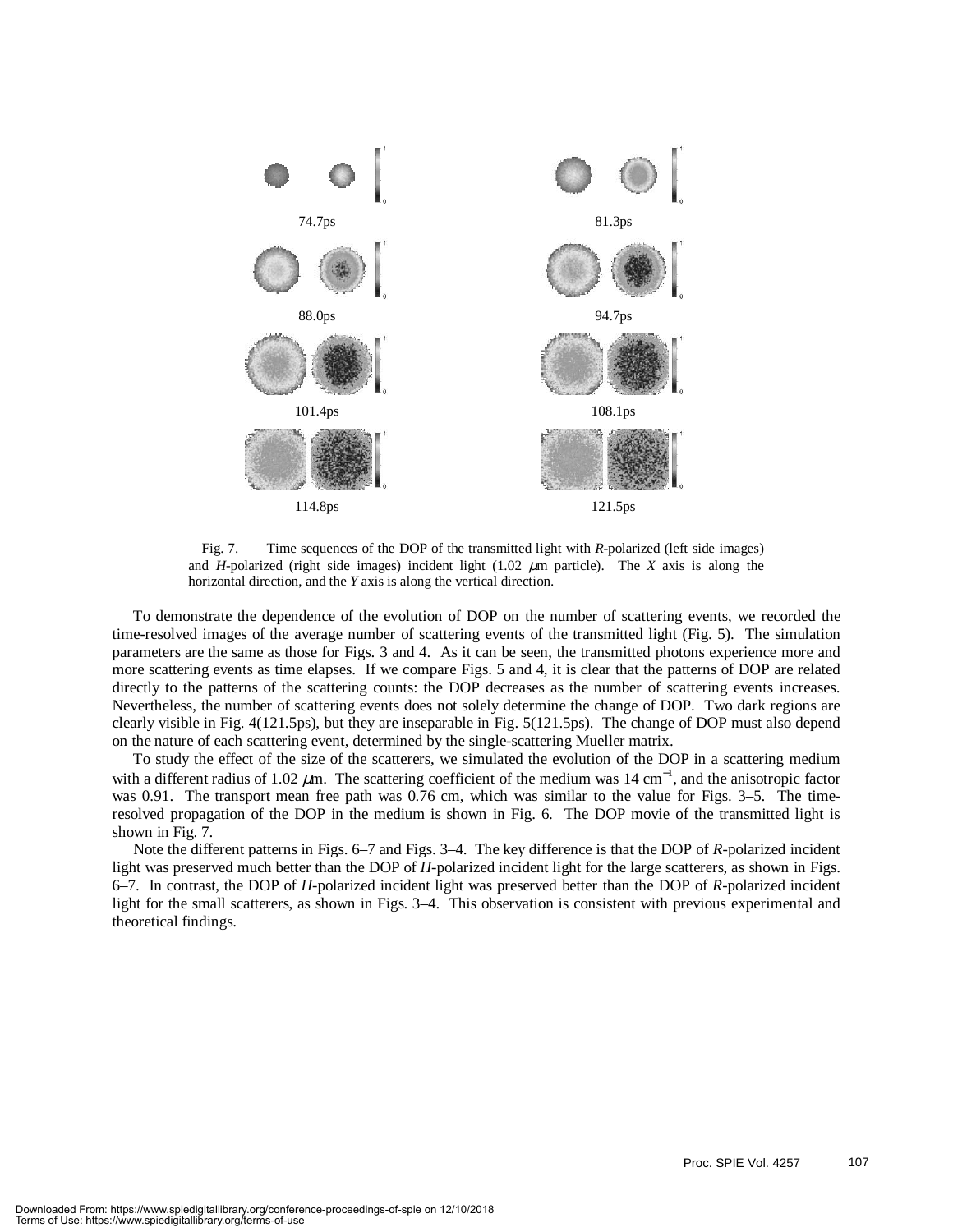Fig. 7. Time sequences of the DOP of the transmitted light with *R*-polarized (left side images) and *H*-polarized (right side images) incident light (1.02 $\mu$m particle). The *X* axis is along the horizontal direction, and the *Y* axis is along the vertical direction.

To demonstrate the dependence of the evolution of DOP on the number of scattering events, we recorded the time-resolved images of the average number of scattering events of the transmitted light (Fig. 5). The simulation parameters are the same as those for Figs. 3 and 4. As it can be seen, the transmitted photons experience more and more scattering events as time elapses. If we compare Figs. 5 and 4, it is clear that the patterns of DOP are related directly to the patterns of the scattering counts: the DOP decreases as the number of scattering events increases. Nevertheless, the number of scattering events does not solely determine the change of DOP. Two dark regions are clearly visible in Fig. 4(121.5ps), but they are inseparable in Fig. 5(121.5ps). The change of DOP must also depend on the nature of each scattering event, determined by the single-scattering Mueller matrix.

To study the effect of the size of the scatterers, we simulated the evolution of the DOP in a scattering medium with a different radius of 1.02 $\mu$m. The scattering coefficient of the medium was 14 $cm^{-1}$, and the anisotropic factor was 0.91. The transport mean free path was 0.76 cm, which was similar to the value for Figs. 3–5. The time-resolved propagation of the DOP in the medium is shown in Fig. 6. The DOP movie of the transmitted light is shown in Fig. 7.

Note the different patterns in Figs. 6–7 and Figs. 3–4. The key difference is that the DOP of *R*-polarized incident light was preserved much better than the DOP of *H*-polarized incident light for the large scatterers, as shown in Figs. 6–7. In contrast, the DOP of *H*-polarized incident light was preserved better than the DOP of *R*-polarized incident light for the small scatterers, as shown in Figs. 3–4. This observation is consistent with previous experimental and theoretical findings.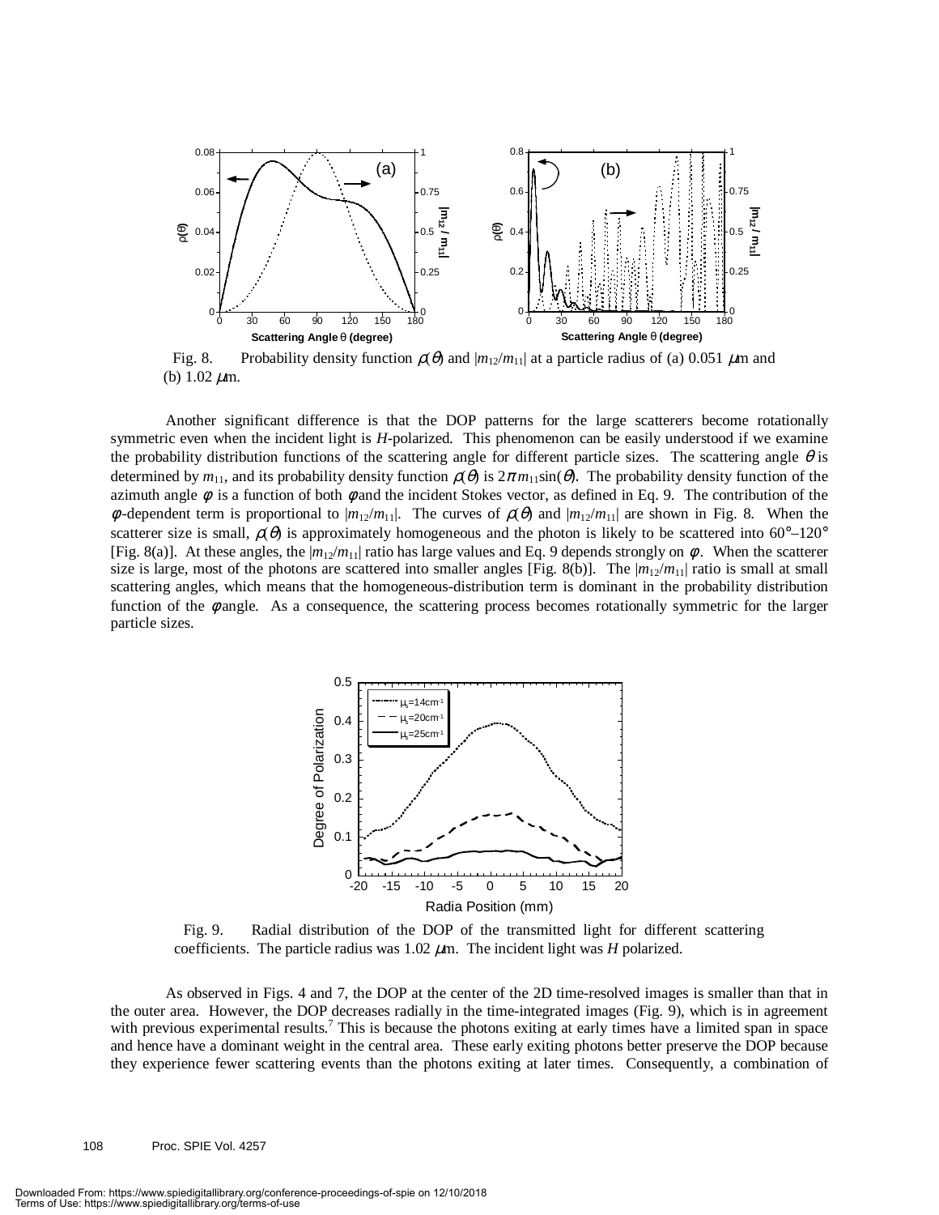Fig. 8. Probability density function $\rho(\theta)$ and $|m_{12}/m_{11}|$ at a particle radius of (a) 0.051 $\mu$m and (b) 1.02 $\mu$m.

Another significant difference is that the DOP patterns for the large scatterers become rotationally symmetric even when the incident light is *H*-polarized. This phenomenon can be easily understood if we examine the probability distribution functions of the scattering angle for different particle sizes. The scattering angle $\theta$ is determined by $m_{11}$, and its probability density function $\rho(\theta)$ is $2\pi m_{11}\sin(\theta)$. The probability density function of the azimuth angle $\phi$ is a function of both $\phi$ and the incident Stokes vector, as defined in Eq. 9. The contribution of the $\phi$-dependent term is proportional to $|m_{12}/m_{11}|$. The curves of $\rho(\theta)$ and $|m_{12}/m_{11}|$ are shown in Fig. 8. When the scatterer size is small, $\rho(\theta)$ is approximately homogeneous and the photon is likely to be scattered into 60°–120° [Fig. 8(a)]. At these angles, the $|m_{12}/m_{11}|$ ratio has large values and Eq. 9 depends strongly on $\phi$. When the scatterer size is large, most of the photons are scattered into smaller angles [Fig. 8(b)]. The $|m_{12}/m_{11}|$ ratio is small at small scattering angles, which means that the homogeneous-distribution term is dominant in the probability distribution function of the $\phi$ angle. As a consequence, the scattering process becomes rotationally symmetric for the larger particle sizes.

Fig. 9. Radial distribution of the DOP of the transmitted light for different scattering coefficients. The particle radius was 1.02 $\mu$m. The incident light was *H* polarized.

As observed in Figs. 4 and 7, the DOP at the center of the 2D time-resolved images is smaller than that in the outer area. However, the DOP decreases radially in the time-integrated images (Fig. 9), which is in agreement with previous experimental results.[7] This is because the photons exiting at early times have a limited span in space and hence have a dominant weight in the central area. These early exiting photons better preserve the DOP because they experience fewer scattering events than the photons exiting at later times. Consequently, a combination of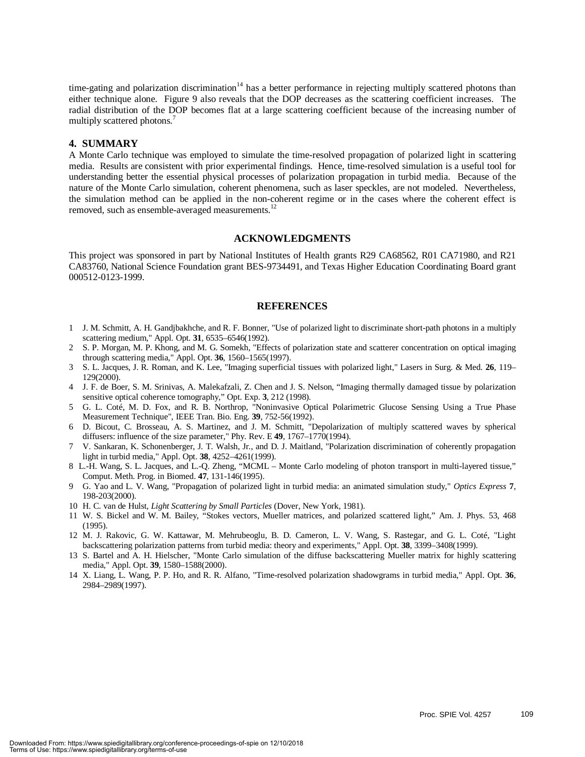time-gating and polarization discrimination[14] has a better performance in rejecting multiply scattered photons than either technique alone. Figure 9 also reveals that the DOP decreases as the scattering coefficient increases. The radial distribution of the DOP becomes flat at a large scattering coefficient because of the increasing number of multiply scattered photons.[7]

## 4. SUMMARY

A Monte Carlo technique was employed to simulate the time-resolved propagation of polarized light in scattering media. Results are consistent with prior experimental findings. Hence, time-resolved simulation is a useful tool for understanding better the essential physical processes of polarization propagation in turbid media. Because of the nature of the Monte Carlo simulation, coherent phenomena, such as laser speckles, are not modeled. Nevertheless, the simulation method can be applied in the non-coherent regime or in the cases where the coherent effect is removed, such as ensemble-averaged measurements.[12]

## ACKNOWLEDGMENTS

This project was sponsored in part by National Institutes of Health grants R29 CA68562, R01 CA71980, and R21 CA83760, National Science Foundation grant BES-9734491, and Texas Higher Education Coordinating Board grant 000512-0123-1999.

## REFERENCES

1. J. M. Schmitt, A. H. Gandjbakhche, and R. F. Bonner, "Use of polarized light to discriminate short-path photons in a multiply scattering medium," Appl. Opt. **31**, 6535–6546(1992).
2. S. P. Morgan, M. P. Khong, and M. G. Somekh, "Effects of polarization state and scatterer concentration on optical imaging through scattering media," Appl. Opt. **36**, 1560–1565(1997).
3. S. L. Jacques, J. R. Roman, and K. Lee, "Imaging superficial tissues with polarized light," Lasers in Surg. & Med. **26**, 119–129(2000).
4. J. F. de Boer, S. M. Srinivas, A. Malekafzali, Z. Chen and J. S. Nelson, "Imaging thermally damaged tissue by polarization sensitive optical coherence tomography," Opt. Exp. **3**, 212 (1998).
5. G. L. Coté, M. D. Fox, and R. B. Northrop, "Noninvasive Optical Polarimetric Glucose Sensing Using a True Phase Measurement Technique", IEEE Tran. Bio. Eng. **39**, 752-56(1992).
6. D. Bicout, C. Brosseau, A. S. Martinez, and J. M. Schmitt, "Depolarization of multiply scattered waves by spherical diffusers: influence of the size parameter," Phy. Rev. E **49**, 1767–1770(1994).
7. V. Sankaran, K. Schonenberger, J. T. Walsh, Jr., and D. J. Maitland, "Polarization discrimination of coherently propagation light in turbid media," Appl. Opt. **38**, 4252–4261(1999).
8. L.-H. Wang, S. L. Jacques, and L.-Q. Zheng, "MCML – Monte Carlo modeling of photon transport in multi-layered tissue," Comput. Meth. Prog. in Biomed. **47**, 131-146(1995).
9. G. Yao and L. V. Wang, "Propagation of polarized light in turbid media: an animated simulation study," *Optics Express* **7**, 198-203(2000).
10. H. C. van de Hulst, *Light Scattering by Small Particles* (Dover, New York, 1981).
11. W. S. Bickel and W. M. Bailey, "Stokes vectors, Mueller matrices, and polarized scattered light," Am. J. Phys. 53, 468 (1995).
12. M. J. Rakovic, G. W. Kattawar, M. Mehrubeoglu, B. D. Cameron, L. V. Wang, S. Rastegar, and G. L. Coté, "Light backscattering polarization patterns from turbid media: theory and experiments," Appl. Opt. **38**, 3399–3408(1999).
13. S. Bartel and A. H. Hielscher, "Monte Carlo simulation of the diffuse backscattering Mueller matrix for highly scattering media," Appl. Opt. **39**, 1580–1588(2000).
14. X. Liang, L. Wang, P. P. Ho, and R. R. Alfano, "Time-resolved polarization shadowgrams in turbid media," Appl. Opt. **36**, 2984–2989(1997).